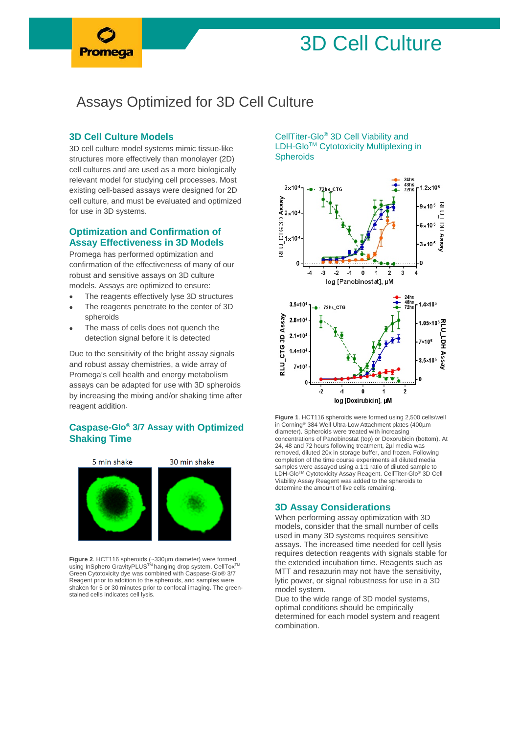# 3D Cell Culture

## Assays Optimized for 3D Cell Culture

### 3D Cell Culture Models

3D cell culture model systems mimic tissue-like structures more effectively than monolayer (2D) cell cultures and are used as a more biologically relevant model for studying cell processes. Most existing cell-based assays were designed for 2D cell culture, and must be evaluated and optimized for use in 3D systems.

### Optimization and Confirmation of Assay Effectiveness in 3D Models

Promega has performed optimization and confirmation of the effectiveness of many of our robust and sensitive assays on 3D culture models. Assays are optimized to ensure:

- The reagents effectively lyse 3D structures
- The reagents penetrate to the center of 3D spheroids
- The mass of cells does not quench the detection signal before it is detected

Due to the sensitivity of the bright assay signals and robust assay chemistries, a wide array of Promega's cell health and energy metabolism assays can be adapted for use with 3D spheroids by increasing the mixing and/or shaking time after reagent addition.

### Caspase-Glo® 3/7 Assay with Optimized Shaking Time

5 min shake | 30 min shake

**Figure 2**. HCT116 spheroids (~330µm diameter) were formed using InSphero GravityPLUS™ hanging drop system. CellTox™ Green Cytotoxicity dye was combined with Caspase-Glo® 3/7 Reagent prior to addition to the spheroids, and samples were shaken for 5 or 30 minutes prior to confocal imaging. The green-stained cells indicates cell lysis.

### CellTiter-Glo® 3D Cell Viability and LDH-Glo™ Cytotoxicity Multiplexing in Spheroids

**Figure 1**. HCT116 spheroids were formed using 2,500 cells/well in Corning® 384 Well Ultra-Low Attachment plates (400µm diameter). Spheroids were treated with increasing concentrations of Panobinostat (top) or Doxorubicin (bottom). At 24, 48 and 72 hours following treatment, 2µl media was removed, diluted 20x in storage buffer, and frozen. Following completion of the time course experiments all diluted media samples were assayed using a 1:1 ratio of diluted sample to LDH-Glo™ Cytotoxicity Assay Reagent. CellTiter-Glo® 3D Cell Viability Assay Reagent was added to the spheroids to determine the amount of live cells remaining.

### 3D Assay Considerations

When performing assay optimization with 3D models, consider that the small number of cells used in many 3D systems requires sensitive assays. The increased time needed for cell lysis requires detection reagents with signals stable for the extended incubation time. Reagents such as MTT and resazurin may not have the sensitivity, lytic power, or signal robustness for use in a 3D model system.

Due to the wide range of 3D model systems, optimal conditions should be empirically determined for each model system and reagent combination.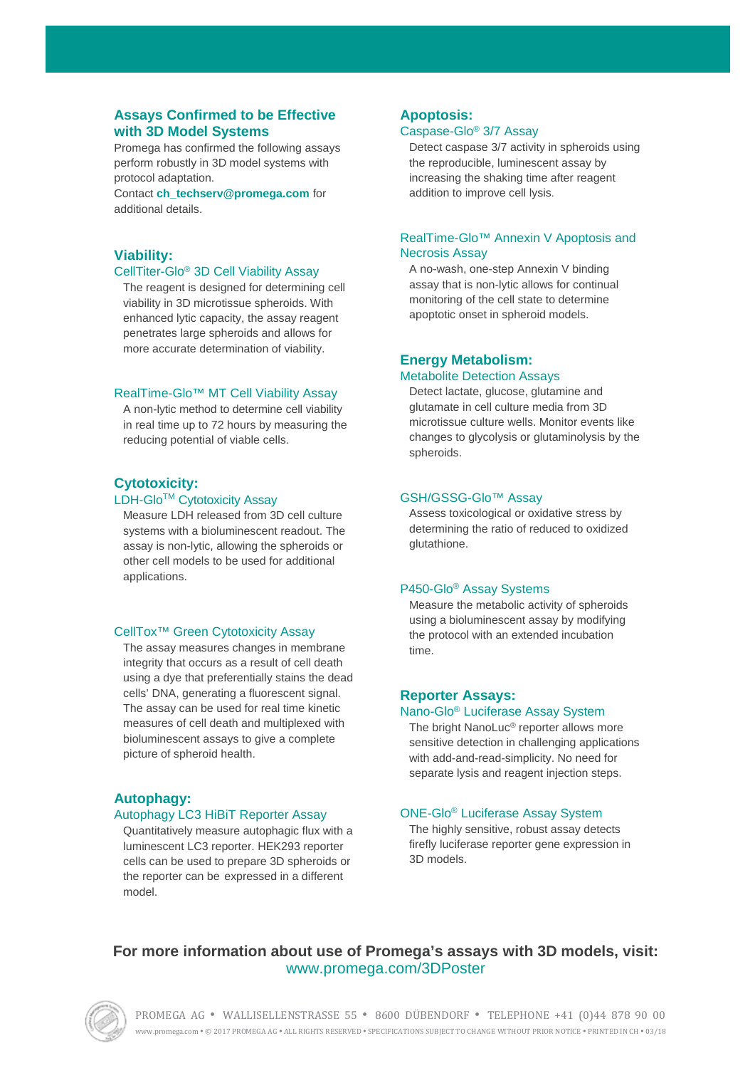## Assays Confirmed to be Effective with 3D Model Systems

Promega has confirmed the following assays perform robustly in 3D model systems with protocol adaptation.

Contact **ch_techserv@promega.com** for additional details.

### Viability:

#### CellTiter-Glo® 3D Cell Viability Assay

The reagent is designed for determining cell viability in 3D microtissue spheroids. With enhanced lytic capacity, the assay reagent penetrates large spheroids and allows for more accurate determination of viability.

#### RealTime-Glo™ MT Cell Viability Assay

A non-lytic method to determine cell viability in real time up to 72 hours by measuring the reducing potential of viable cells.

### Cytotoxicity:

#### LDH-Glo™ Cytotoxicity Assay

Measure LDH released from 3D cell culture systems with a bioluminescent readout. The assay is non-lytic, allowing the spheroids or other cell models to be used for additional applications.

#### CellTox™ Green Cytotoxicity Assay

The assay measures changes in membrane integrity that occurs as a result of cell death using a dye that preferentially stains the dead cells' DNA, generating a fluorescent signal. The assay can be used for real time kinetic measures of cell death and multiplexed with bioluminescent assays to give a complete picture of spheroid health.

### Autophagy:

#### Autophagy LC3 HiBiT Reporter Assay

Quantitatively measure autophagic flux with a luminescent LC3 reporter. HEK293 reporter cells can be used to prepare 3D spheroids or the reporter can be expressed in a different model.

### Apoptosis:

#### Caspase-Glo® 3/7 Assay

Detect caspase 3/7 activity in spheroids using the reproducible, luminescent assay by increasing the shaking time after reagent addition to improve cell lysis.

#### RealTime-Glo™ Annexin V Apoptosis and Necrosis Assay

A no-wash, one-step Annexin V binding assay that is non-lytic allows for continual monitoring of the cell state to determine apoptotic onset in spheroid models.

### Energy Metabolism:

#### Metabolite Detection Assays

Detect lactate, glucose, glutamine and glutamate in cell culture media from 3D microtissue culture wells. Monitor events like changes to glycolysis or glutaminolysis by the spheroids.

#### GSH/GSSG-Glo™ Assay

Assess toxicological or oxidative stress by determining the ratio of reduced to oxidized glutathione.

#### P450-Glo® Assay Systems

Measure the metabolic activity of spheroids using a bioluminescent assay by modifying the protocol with an extended incubation time.

### Reporter Assays:

#### Nano-Glo® Luciferase Assay System

The bright NanoLuc® reporter allows more sensitive detection in challenging applications with add-and-read-simplicity. No need for separate lysis and reagent injection steps.

#### ONE-Glo® Luciferase Assay System

The highly sensitive, robust assay detects firefly luciferase reporter gene expression in 3D models.

**For more information about use of Promega's assays with 3D models, visit:**
www.promega.com/3DPoster

PROMEGA AG • WALLISELLENSTRASSE 55 • 8600 DÜBENDORF • TELEPHONE +41 (0)44 878 90 00

www.promega.com • © 2017 PROMEGA AG • ALL RIGHTS RESERVED • SPECIFICATIONS SUBJECT TO CHANGE WITHOUT PRIOR NOTICE • PRINTED IN CH • 03/18